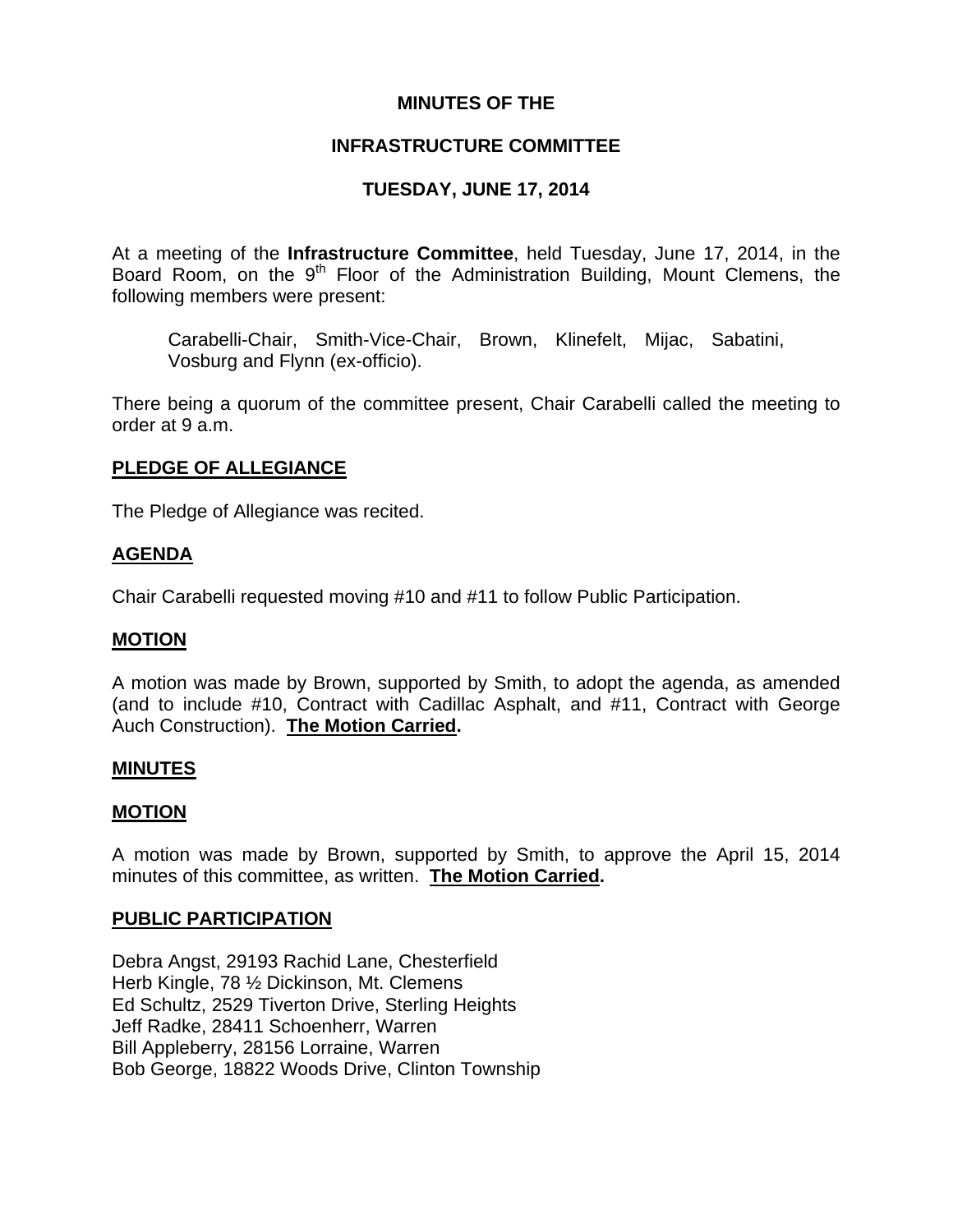# MINUTES OF THE

# INFRASTRUCTURE COMMITTEE

# TUESDAY, JUNE 17, 2014

At a meeting of the **Infrastructure Committee**, held Tuesday, June 17, 2014, in the Board Room, on the 9th Floor of the Administration Building, Mount Clemens, the following members were present:

> Carabelli-Chair, Smith-Vice-Chair, Brown, Klinefelt, Mijac, Sabatini, Vosburg and Flynn (ex-officio).

There being a quorum of the committee present, Chair Carabelli called the meeting to order at 9 a.m.

## PLEDGE OF ALLEGIANCE

The Pledge of Allegiance was recited.

## AGENDA

Chair Carabelli requested moving #10 and #11 to follow Public Participation.

## MOTION

A motion was made by Brown, supported by Smith, to adopt the agenda, as amended (and to include #10, Contract with Cadillac Asphalt, and #11, Contract with George Auch Construction). **The Motion Carried.**

## MINUTES

## MOTION

A motion was made by Brown, supported by Smith, to approve the April 15, 2014 minutes of this committee, as written. **The Motion Carried.**

## PUBLIC PARTICIPATION

Debra Angst, 29193 Rachid Lane, Chesterfield
Herb Kingle, 78 ½ Dickinson, Mt. Clemens
Ed Schultz, 2529 Tiverton Drive, Sterling Heights
Jeff Radke, 28411 Schoenherr, Warren
Bill Appleberry, 28156 Lorraine, Warren
Bob George, 18822 Woods Drive, Clinton Township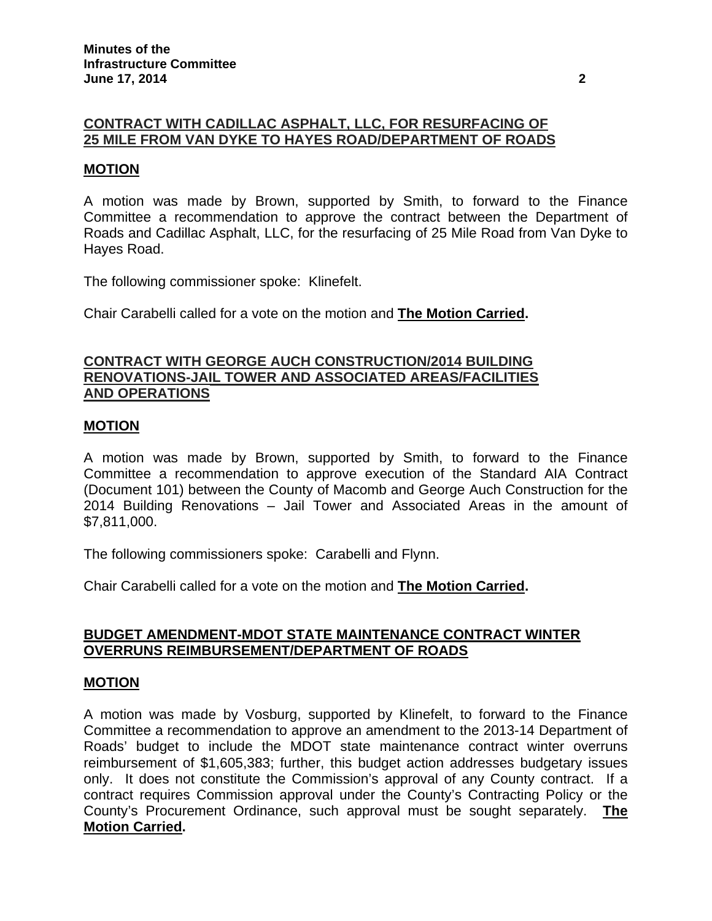## CONTRACT WITH CADILLAC ASPHALT, LLC, FOR RESURFACING OF 25 MILE FROM VAN DYKE TO HAYES ROAD/DEPARTMENT OF ROADS

### MOTION

A motion was made by Brown, supported by Smith, to forward to the Finance Committee a recommendation to approve the contract between the Department of Roads and Cadillac Asphalt, LLC, for the resurfacing of 25 Mile Road from Van Dyke to Hayes Road.

The following commissioner spoke: Klinefelt.

Chair Carabelli called for a vote on the motion and **The Motion Carried.**

## CONTRACT WITH GEORGE AUCH CONSTRUCTION/2014 BUILDING RENOVATIONS-JAIL TOWER AND ASSOCIATED AREAS/FACILITIES AND OPERATIONS

### MOTION

A motion was made by Brown, supported by Smith, to forward to the Finance Committee a recommendation to approve execution of the Standard AIA Contract (Document 101) between the County of Macomb and George Auch Construction for the 2014 Building Renovations – Jail Tower and Associated Areas in the amount of $7,811,000.

The following commissioners spoke: Carabelli and Flynn.

Chair Carabelli called for a vote on the motion and **The Motion Carried.**

## BUDGET AMENDMENT-MDOT STATE MAINTENANCE CONTRACT WINTER OVERRUNS REIMBURSEMENT/DEPARTMENT OF ROADS

### MOTION

A motion was made by Vosburg, supported by Klinefelt, to forward to the Finance Committee a recommendation to approve an amendment to the 2013-14 Department of Roads' budget to include the MDOT state maintenance contract winter overruns reimbursement of $1,605,383; further, this budget action addresses budgetary issues only. It does not constitute the Commission's approval of any County contract. If a contract requires Commission approval under the County's Contracting Policy or the County's Procurement Ordinance, such approval must be sought separately. **The Motion Carried.**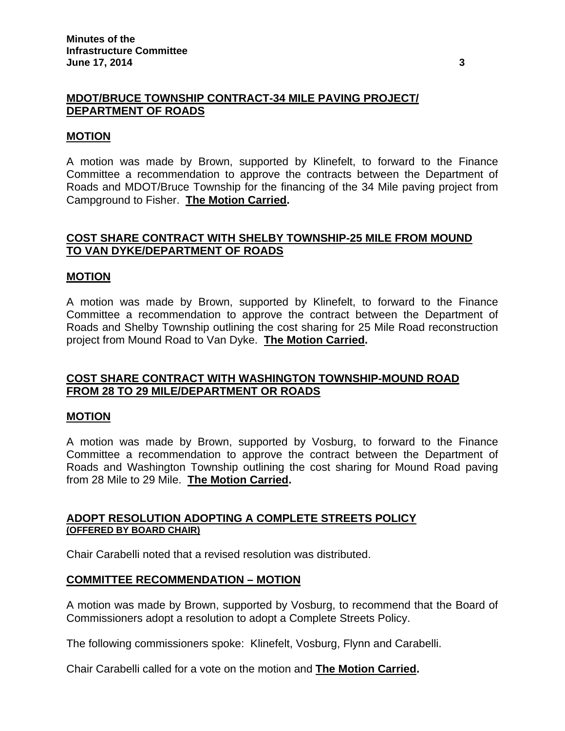**MDOT/BRUCE TOWNSHIP CONTRACT-34 MILE PAVING PROJECT/ DEPARTMENT OF ROADS**

**MOTION**

A motion was made by Brown, supported by Klinefelt, to forward to the Finance Committee a recommendation to approve the contracts between the Department of Roads and MDOT/Bruce Township for the financing of the 34 Mile paving project from Campground to Fisher. **The Motion Carried.**

**COST SHARE CONTRACT WITH SHELBY TOWNSHIP-25 MILE FROM MOUND TO VAN DYKE/DEPARTMENT OF ROADS**

**MOTION**

A motion was made by Brown, supported by Klinefelt, to forward to the Finance Committee a recommendation to approve the contract between the Department of Roads and Shelby Township outlining the cost sharing for 25 Mile Road reconstruction project from Mound Road to Van Dyke. **The Motion Carried.**

**COST SHARE CONTRACT WITH WASHINGTON TOWNSHIP-MOUND ROAD FROM 28 TO 29 MILE/DEPARTMENT OR ROADS**

**MOTION**

A motion was made by Brown, supported by Vosburg, to forward to the Finance Committee a recommendation to approve the contract between the Department of Roads and Washington Township outlining the cost sharing for Mound Road paving from 28 Mile to 29 Mile. **The Motion Carried.**

**ADOPT RESOLUTION ADOPTING A COMPLETE STREETS POLICY**
**(OFFERED BY BOARD CHAIR)**

Chair Carabelli noted that a revised resolution was distributed.

**COMMITTEE RECOMMENDATION – MOTION**

A motion was made by Brown, supported by Vosburg, to recommend that the Board of Commissioners adopt a resolution to adopt a Complete Streets Policy.

The following commissioners spoke: Klinefelt, Vosburg, Flynn and Carabelli.

Chair Carabelli called for a vote on the motion and **The Motion Carried.**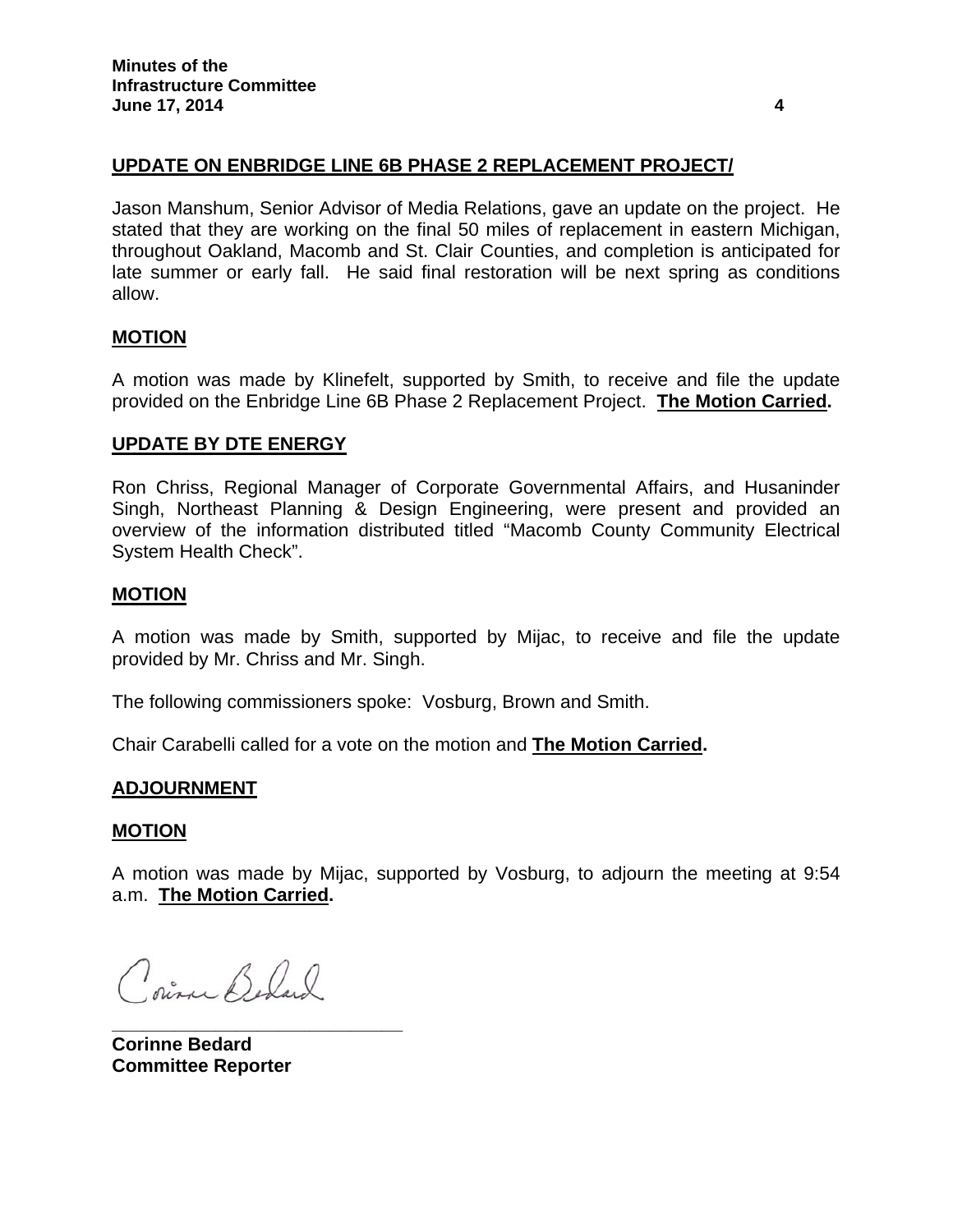**UPDATE ON ENBRIDGE LINE 6B PHASE 2 REPLACEMENT PROJECT/**

Jason Manshum, Senior Advisor of Media Relations, gave an update on the project. He stated that they are working on the final 50 miles of replacement in eastern Michigan, throughout Oakland, Macomb and St. Clair Counties, and completion is anticipated for late summer or early fall. He said final restoration will be next spring as conditions allow.

**MOTION**

A motion was made by Klinefelt, supported by Smith, to receive and file the update provided on the Enbridge Line 6B Phase 2 Replacement Project. **The Motion Carried.**

**UPDATE BY DTE ENERGY**

Ron Chriss, Regional Manager of Corporate Governmental Affairs, and Husaninder Singh, Northeast Planning & Design Engineering, were present and provided an overview of the information distributed titled "Macomb County Community Electrical System Health Check".

**MOTION**

A motion was made by Smith, supported by Mijac, to receive and file the update provided by Mr. Chriss and Mr. Singh.

The following commissioners spoke: Vosburg, Brown and Smith.

Chair Carabelli called for a vote on the motion and **The Motion Carried.**

**ADJOURNMENT**

**MOTION**

A motion was made by Mijac, supported by Vosburg, to adjourn the meeting at 9:54 a.m. **The Motion Carried.**

Corinne Bedard

\_\_\_\_\_\_\_\_\_\_\_\_\_\_\_\_\_\_\_\_\_\_\_\_\_\_\_\_\_\_

**Corinne Bedard**
**Committee Reporter**